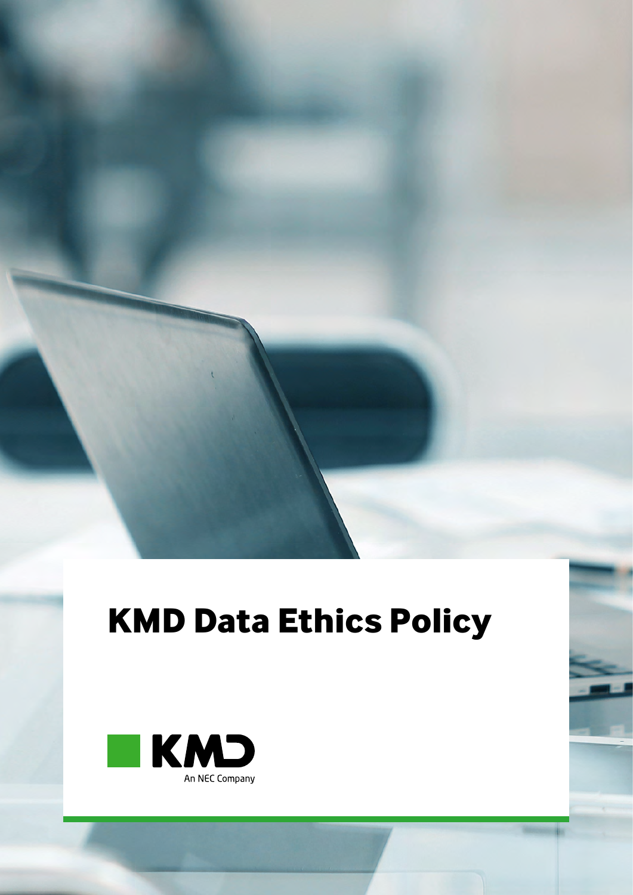# KMD Data Ethics Policy

KMD

An NEC Company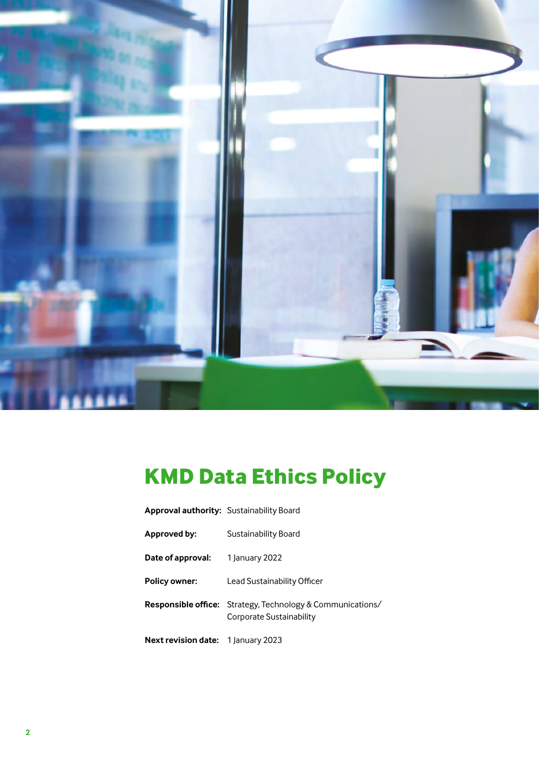# KMD Data Ethics Policy

| | |
|---|---|
| **Approval authority:** | Sustainability Board |
| **Approved by:** | Sustainability Board |
| **Date of approval:** | 1 January 2022 |
| **Policy owner:** | Lead Sustainability Officer |
| **Responsible office:** | Strategy, Technology & Communications/ Corporate Sustainability |
| **Next revision date:** | 1 January 2023 |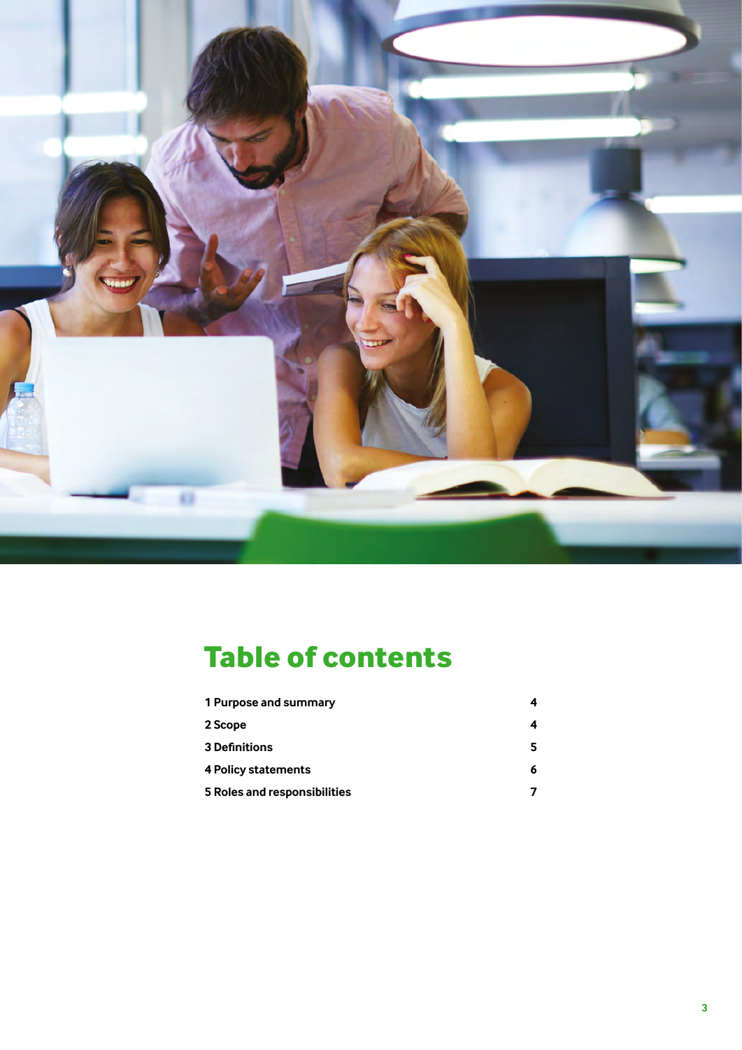# Table of contents

| | |
|---|---|
| 1 Purpose and summary | 4 |
| 2 Scope | 4 |
| 3 Definitions | 5 |
| 4 Policy statements | 6 |
| 5 Roles and responsibilities | 7 |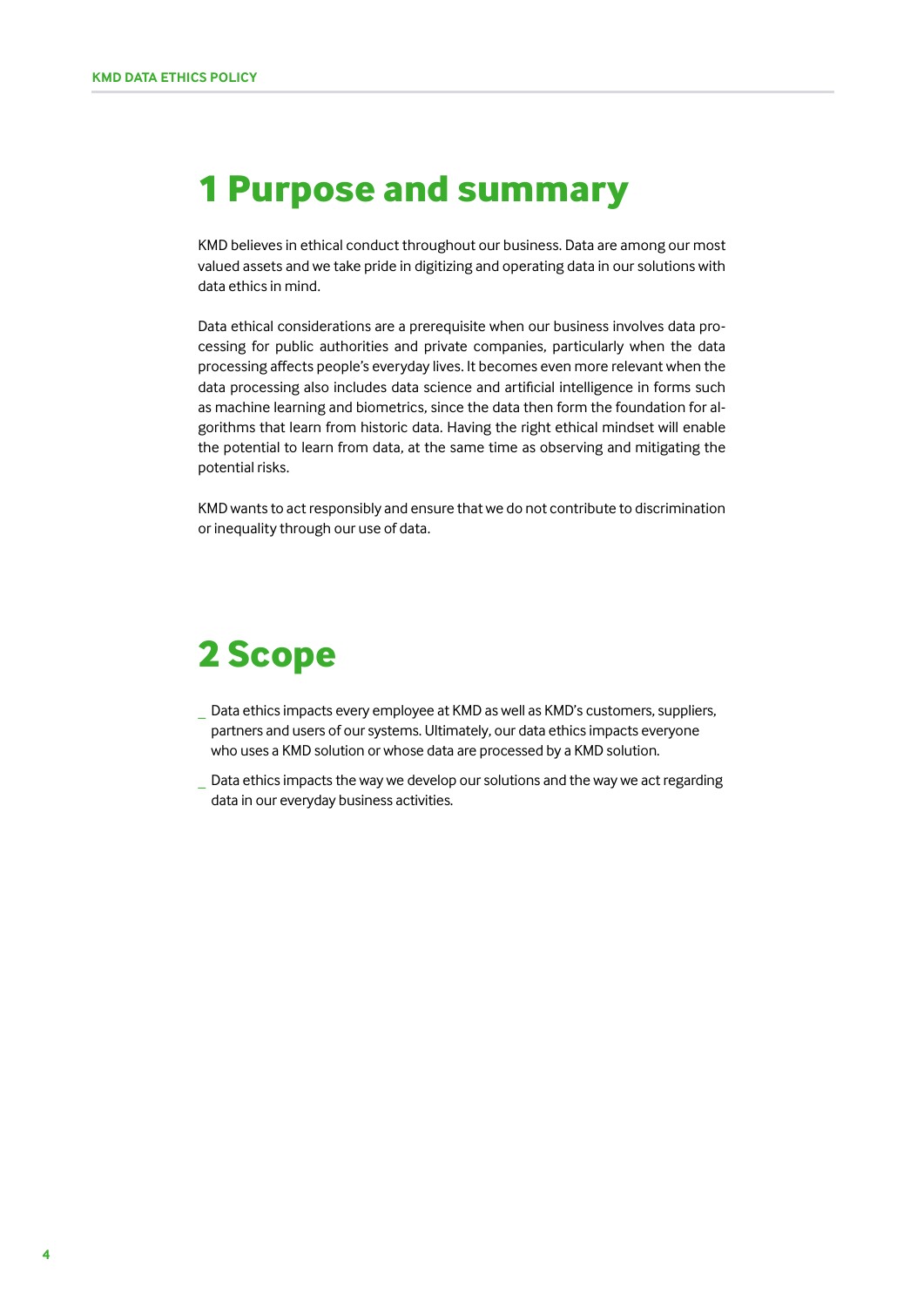# 1 Purpose and summary

KMD believes in ethical conduct throughout our business. Data are among our most valued assets and we take pride in digitizing and operating data in our solutions with data ethics in mind.

Data ethical considerations are a prerequisite when our business involves data processing for public authorities and private companies, particularly when the data processing affects people's everyday lives. It becomes even more relevant when the data processing also includes data science and artificial intelligence in forms such as machine learning and biometrics, since the data then form the foundation for algorithms that learn from historic data. Having the right ethical mindset will enable the potential to learn from data, at the same time as observing and mitigating the potential risks.

KMD wants to act responsibly and ensure that we do not contribute to discrimination or inequality through our use of data.

# 2 Scope

- Data ethics impacts every employee at KMD as well as KMD's customers, suppliers, partners and users of our systems. Ultimately, our data ethics impacts everyone who uses a KMD solution or whose data are processed by a KMD solution.
- Data ethics impacts the way we develop our solutions and the way we act regarding data in our everyday business activities.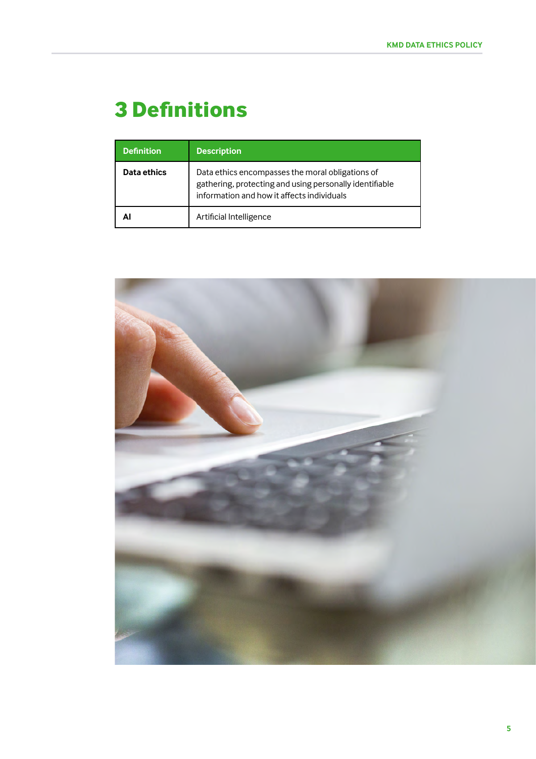# 3 Definitions

| Definition | Description |
| --- | --- |
| **Data ethics** | Data ethics encompasses the moral obligations of gathering, protecting and using personally identifiable information and how it affects individuals |
| **AI** | Artificial Intelligence |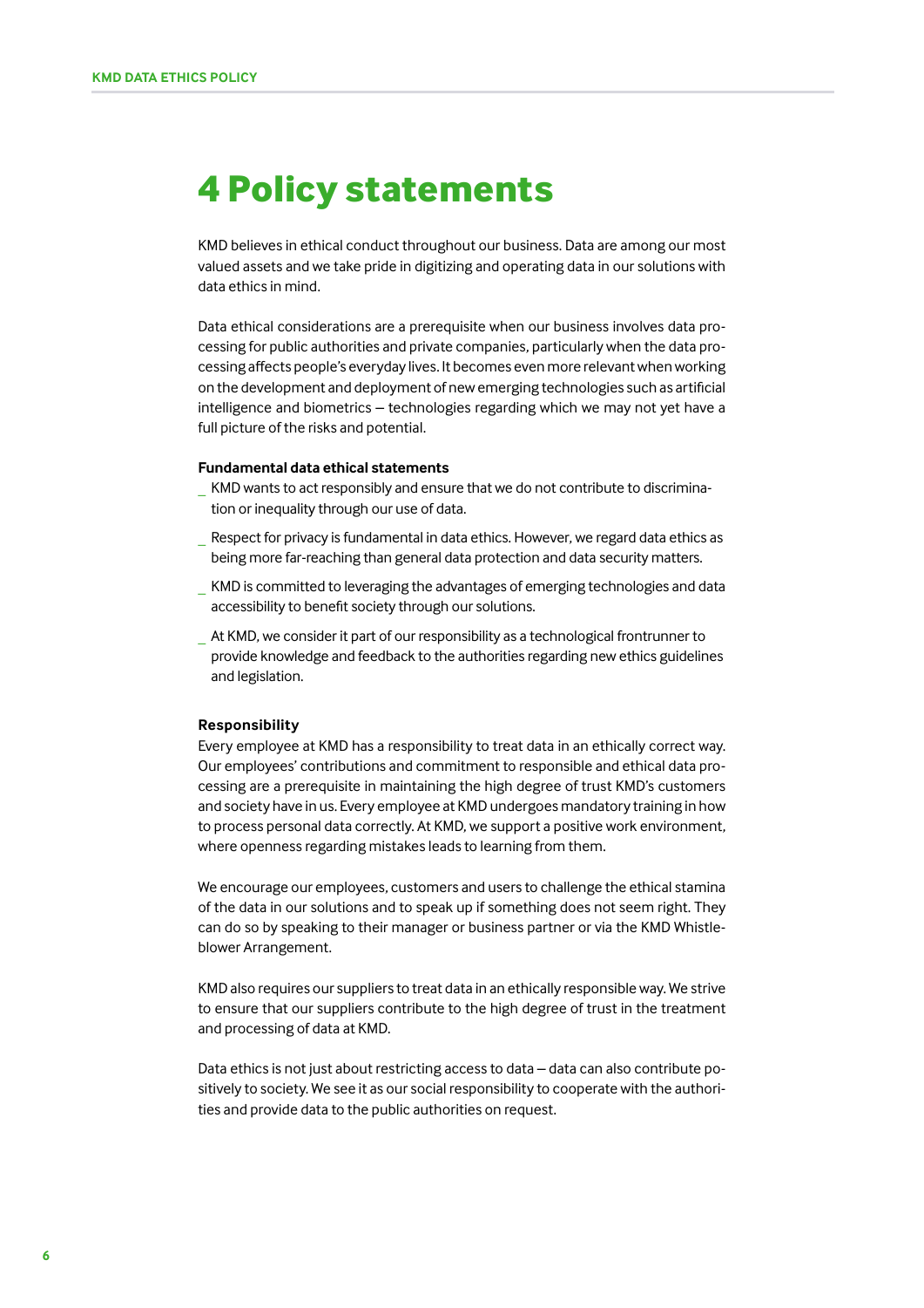# 4 Policy statements

KMD believes in ethical conduct throughout our business. Data are among our most valued assets and we take pride in digitizing and operating data in our solutions with data ethics in mind.

Data ethical considerations are a prerequisite when our business involves data processing for public authorities and private companies, particularly when the data processing affects people's everyday lives. It becomes even more relevant when working on the development and deployment of new emerging technologies such as artificial intelligence and biometrics – technologies regarding which we may not yet have a full picture of the risks and potential.

**Fundamental data ethical statements**

- KMD wants to act responsibly and ensure that we do not contribute to discrimination or inequality through our use of data.
- Respect for privacy is fundamental in data ethics. However, we regard data ethics as being more far-reaching than general data protection and data security matters.
- KMD is committed to leveraging the advantages of emerging technologies and data accessibility to benefit society through our solutions.
- At KMD, we consider it part of our responsibility as a technological frontrunner to provide knowledge and feedback to the authorities regarding new ethics guidelines and legislation.

**Responsibility**

Every employee at KMD has a responsibility to treat data in an ethically correct way. Our employees' contributions and commitment to responsible and ethical data processing are a prerequisite in maintaining the high degree of trust KMD's customers and society have in us. Every employee at KMD undergoes mandatory training in how to process personal data correctly. At KMD, we support a positive work environment, where openness regarding mistakes leads to learning from them.

We encourage our employees, customers and users to challenge the ethical stamina of the data in our solutions and to speak up if something does not seem right. They can do so by speaking to their manager or business partner or via the KMD Whistleblower Arrangement.

KMD also requires our suppliers to treat data in an ethically responsible way. We strive to ensure that our suppliers contribute to the high degree of trust in the treatment and processing of data at KMD.

Data ethics is not just about restricting access to data – data can also contribute positively to society. We see it as our social responsibility to cooperate with the authorities and provide data to the public authorities on request.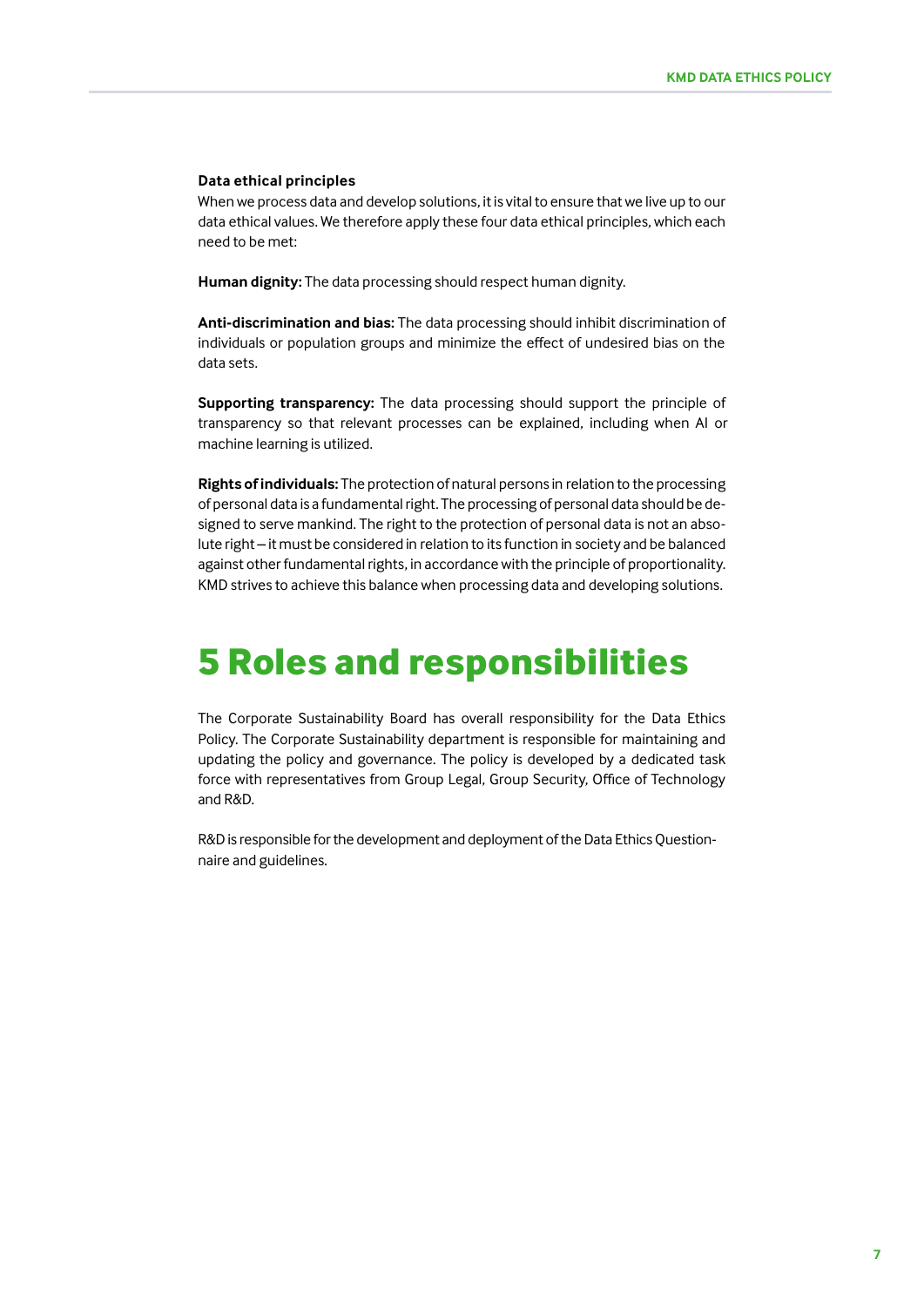**Data ethical principles**

When we process data and develop solutions, it is vital to ensure that we live up to our data ethical values. We therefore apply these four data ethical principles, which each need to be met:

**Human dignity:** The data processing should respect human dignity.

**Anti-discrimination and bias:** The data processing should inhibit discrimination of individuals or population groups and minimize the effect of undesired bias on the data sets.

**Supporting transparency:** The data processing should support the principle of transparency so that relevant processes can be explained, including when AI or machine learning is utilized.

**Rights of individuals:** The protection of natural persons in relation to the processing of personal data is a fundamental right. The processing of personal data should be designed to serve mankind. The right to the protection of personal data is not an absolute right – it must be considered in relation to its function in society and be balanced against other fundamental rights, in accordance with the principle of proportionality. KMD strives to achieve this balance when processing data and developing solutions.

# 5 Roles and responsibilities

The Corporate Sustainability Board has overall responsibility for the Data Ethics Policy. The Corporate Sustainability department is responsible for maintaining and updating the policy and governance. The policy is developed by a dedicated task force with representatives from Group Legal, Group Security, Office of Technology and R&D.

R&D is responsible for the development and deployment of the Data Ethics Questionnaire and guidelines.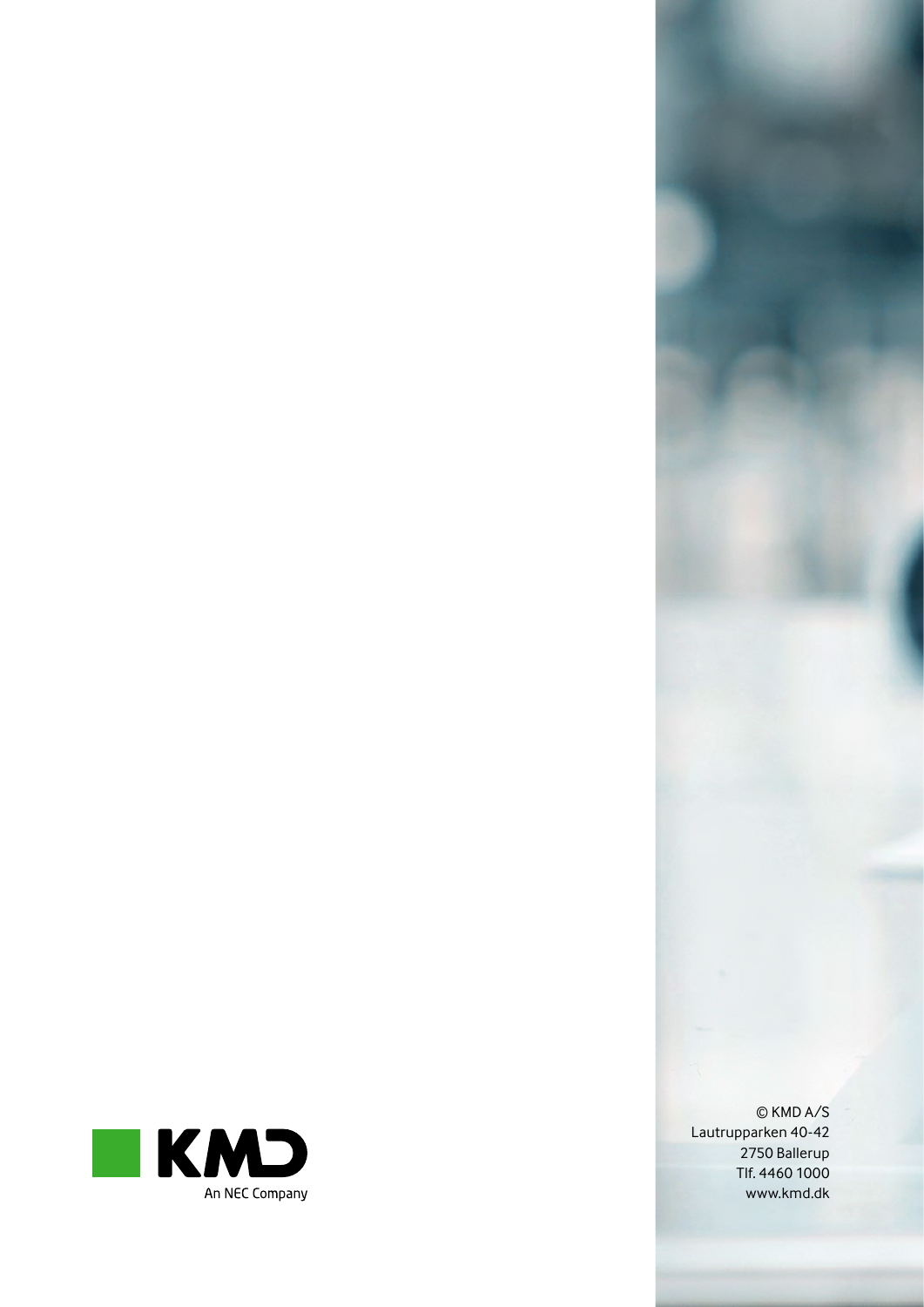KMD
An NEC Company

© KMD A/S
Lautrupparken 40-42
2750 Ballerup
Tlf. 4460 1000
www.kmd.dk